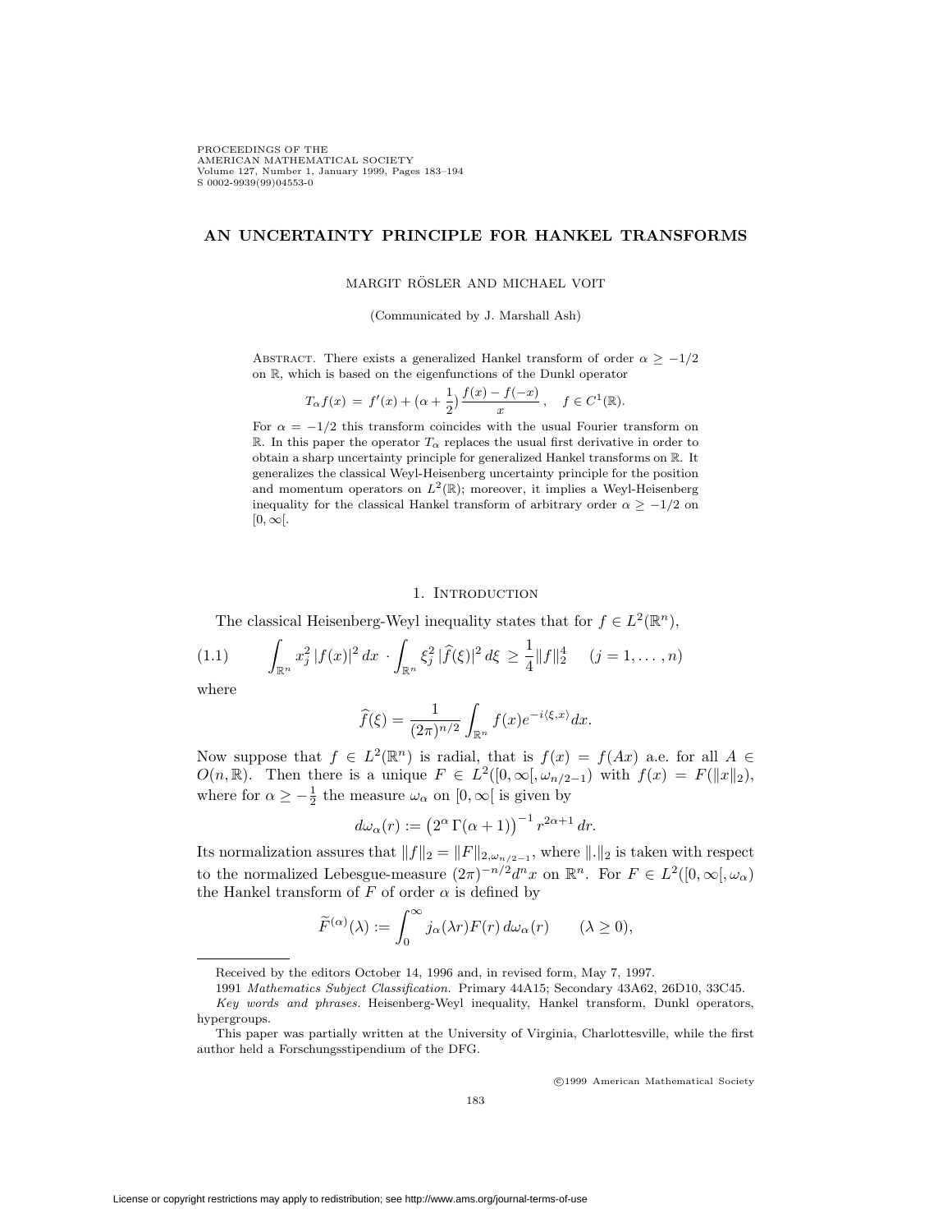# AN UNCERTAINTY PRINCIPLE FOR HANKEL TRANSFORMS

MARGIT RÖSLER AND MICHAEL VOIT

(Communicated by J. Marshall Ash)

Abstract. There exists a generalized Hankel transform of order $\alpha \geq -1/2$ on $\mathbb{R}$, which is based on the eigenfunctions of the Dunkl operator

$$T_\alpha f(x) = f'(x) + (\alpha + \frac{1}{2})\frac{f(x) - f(-x)}{x}, \quad f \in C^1(\mathbb{R}).$$

For $\alpha = -1/2$ this transform coincides with the usual Fourier transform on $\mathbb{R}$. In this paper the operator $T_\alpha$ replaces the usual first derivative in order to obtain a sharp uncertainty principle for generalized Hankel transforms on $\mathbb{R}$. It generalizes the classical Weyl-Heisenberg uncertainty principle for the position and momentum operators on $L^2(\mathbb{R})$; moreover, it implies a Weyl-Heisenberg inequality for the classical Hankel transform of arbitrary order $\alpha \geq -1/2$ on $[0, \infty[$.

## 1. Introduction

The classical Heisenberg-Weyl inequality states that for $f \in L^2(\mathbb{R}^n)$,

$$\int_{\mathbb{R}^n} x_j^2\, |f(x)|^2\, dx \cdot \int_{\mathbb{R}^n} \xi_j^2\, |\widehat{f}(\xi)|^2\, d\xi \geq \frac{1}{4}\|f\|_2^4 \quad (j = 1, \ldots, n) \tag{1.1}$$

where

$$\widehat{f}(\xi) = \frac{1}{(2\pi)^{n/2}} \int_{\mathbb{R}^n} f(x) e^{-i\langle \xi, x\rangle} dx.$$

Now suppose that $f \in L^2(\mathbb{R}^n)$ is radial, that is $f(x) = f(Ax)$ a.e. for all $A \in O(n, \mathbb{R})$. Then there is a unique $F \in L^2([0, \infty[, \omega_{n/2-1})$ with $f(x) = F(\|x\|_2)$, where for $\alpha \geq -\frac{1}{2}$ the measure $\omega_\alpha$ on $[0, \infty[$ is given by

$$d\omega_\alpha(r) := \left(2^\alpha\, \Gamma(\alpha + 1)\right)^{-1} r^{2\alpha+1}\, dr.$$

Its normalization assures that $\|f\|_2 = \|F\|_{2, \omega_{n/2-1}}$, where $\|.\|_2$ is taken with respect to the normalized Lebesgue-measure $(2\pi)^{-n/2} d^n x$ on $\mathbb{R}^n$. For $F \in L^2([0, \infty[, \omega_\alpha)$ the Hankel transform of $F$ of order $\alpha$ is defined by

$$\widetilde{F}^{(\alpha)}(\lambda) := \int_0^\infty j_\alpha(\lambda r) F(r)\, d\omega_\alpha(r) \qquad (\lambda \geq 0),$$

---

Received by the editors October 14, 1996 and, in revised form, May 7, 1997.

1991 *Mathematics Subject Classification.* Primary 44A15; Secondary 43A62, 26D10, 33C45.

*Key words and phrases.* Heisenberg-Weyl inequality, Hankel transform, Dunkl operators, hypergroups.

This paper was partially written at the University of Virginia, Charlottesville, while the first author held a Forschungsstipendium of the DFG.

©1999 American Mathematical Society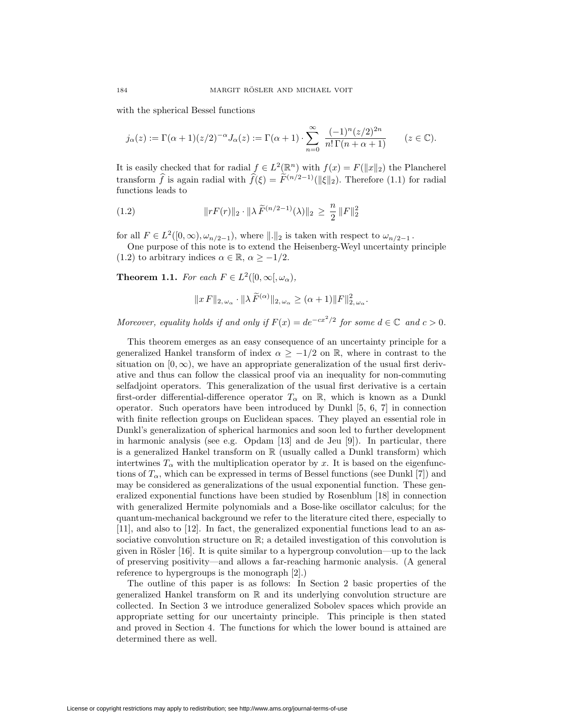with the spherical Bessel functions

$$j_\alpha(z) := \Gamma(\alpha+1)(z/2)^{-\alpha} J_\alpha(z) := \Gamma(\alpha+1) \cdot \sum_{n=0}^{\infty} \frac{(-1)^n (z/2)^{2n}}{n!\,\Gamma(n+\alpha+1)} \qquad (z \in \mathbb{C}).$$

It is easily checked that for radial $f \in L^2(\mathbb{R}^n)$ with $f(x) = F(\|x\|_2)$ the Plancherel transform $\widehat{f}$ is again radial with $\widehat{f}(\xi) = \widetilde{F}^{(n/2-1)}(\|\xi\|_2)$. Therefore (1.1) for radial functions leads to

$$\|rF(r)\|_2 \cdot \|\lambda\, \widetilde{F}^{(n/2-1)}(\lambda)\|_2 \;\geq\; \frac{n}{2}\, \|F\|_2^2 \tag{1.2}$$

for all $F \in L^2([0,\infty), \omega_{n/2-1})$, where $\|.\|_2$ is taken with respect to $\omega_{n/2-1}$.

One purpose of this note is to extend the Heisenberg-Weyl uncertainty principle (1.2) to arbitrary indices $\alpha \in \mathbb{R}$, $\alpha \geq -1/2$.

**Theorem 1.1.** *For each* $F \in L^2([0,\infty[, \omega_\alpha)$,

$$\|x\,F\|_{2,\,\omega_\alpha} \cdot \|\lambda\, \widetilde{F}^{(\alpha)}\|_{2,\,\omega_\alpha} \geq (\alpha+1)\|F\|_{2,\,\omega_\alpha}^2.$$

*Moreover, equality holds if and only if* $F(x) = de^{-cx^2/2}$ *for some* $d \in \mathbb{C}$ *and* $c > 0$.

This theorem emerges as an easy consequence of an uncertainty principle for a generalized Hankel transform of index $\alpha \geq -1/2$ on $\mathbb{R}$, where in contrast to the situation on $[0,\infty)$, we have an appropriate generalization of the usual first derivative and thus can follow the classical proof via an inequality for non-commuting selfadjoint operators. This generalization of the usual first derivative is a certain first-order differential-difference operator $T_\alpha$ on $\mathbb{R}$, which is known as a Dunkl operator. Such operators have been introduced by Dunkl [5, 6, 7] in connection with finite reflection groups on Euclidean spaces. They played an essential role in Dunkl's generalization of spherical harmonics and soon led to further development in harmonic analysis (see e.g. Opdam [13] and de Jeu [9]). In particular, there is a generalized Hankel transform on $\mathbb{R}$ (usually called a Dunkl transform) which intertwines $T_\alpha$ with the multiplication operator by $x$. It is based on the eigenfunctions of $T_\alpha$, which can be expressed in terms of Bessel functions (see Dunkl [7]) and may be considered as generalizations of the usual exponential function. These generalized exponential functions have been studied by Rosenblum [18] in connection with generalized Hermite polynomials and a Bose-like oscillator calculus; for the quantum-mechanical background we refer to the literature cited there, especially to [11], and also to [12]. In fact, the generalized exponential functions lead to an associative convolution structure on $\mathbb{R}$; a detailed investigation of this convolution is given in Rösler [16]. It is quite similar to a hypergroup convolution—up to the lack of preserving positivity—and allows a far-reaching harmonic analysis. (A general reference to hypergroups is the monograph [2].)

The outline of this paper is as follows: In Section 2 basic properties of the generalized Hankel transform on $\mathbb{R}$ and its underlying convolution structure are collected. In Section 3 we introduce generalized Sobolev spaces which provide an appropriate setting for our uncertainty principle. This principle is then stated and proved in Section 4. The functions for which the lower bound is attained are determined there as well.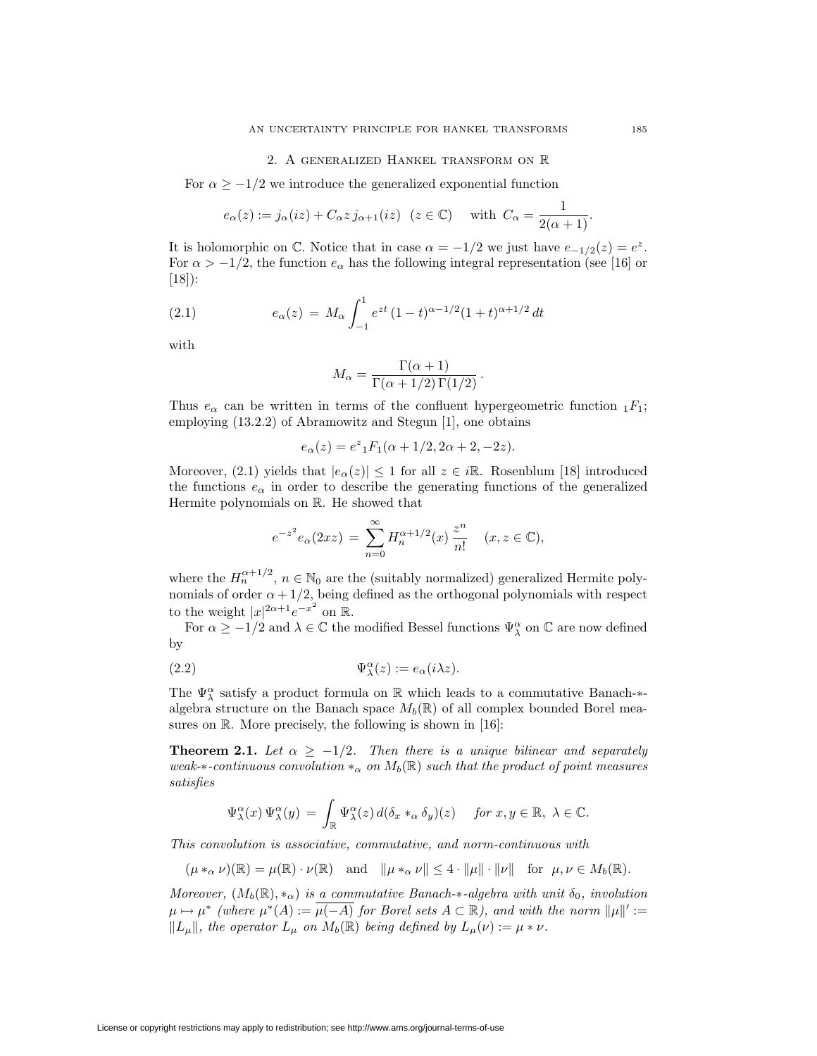## 2. A generalized Hankel transform on $\mathbb{R}$

For $\alpha \geq -1/2$ we introduce the generalized exponential function

$$e_\alpha(z) := j_\alpha(iz) + C_\alpha z\, j_{\alpha+1}(iz) \quad (z \in \mathbb{C}) \quad \text{ with } C_\alpha = \frac{1}{2(\alpha+1)}.$$

It is holomorphic on $\mathbb{C}$. Notice that in case $\alpha = -1/2$ we just have $e_{-1/2}(z) = e^z$. For $\alpha > -1/2$, the function $e_\alpha$ has the following integral representation (see [16] or [18]):

$$e_\alpha(z) \,=\, M_\alpha \int_{-1}^{1} e^{zt}\,(1-t)^{\alpha-1/2}(1+t)^{\alpha+1/2}\,dt \tag{2.1}$$

with

$$M_\alpha = \frac{\Gamma(\alpha+1)}{\Gamma(\alpha+1/2)\,\Gamma(1/2)}\,.$$

Thus $e_\alpha$ can be written in terms of the confluent hypergeometric function ${}_1F_1$; employing (13.2.2) of Abramowitz and Stegun [1], one obtains

$$e_\alpha(z) = e^z\,{}_1F_1(\alpha+1/2, 2\alpha+2, -2z).$$

Moreover, (2.1) yields that $|e_\alpha(z)| \leq 1$ for all $z \in i\mathbb{R}$. Rosenblum [18] introduced the functions $e_\alpha$ in order to describe the generating functions of the generalized Hermite polynomials on $\mathbb{R}$. He showed that

$$e^{-z^2} e_\alpha(2xz) \,=\, \sum_{n=0}^{\infty} H_n^{\alpha+1/2}(x)\,\frac{z^n}{n!} \quad (x, z \in \mathbb{C}),$$

where the $H_n^{\alpha+1/2}$, $n \in \mathbb{N}_0$ are the (suitably normalized) generalized Hermite polynomials of order $\alpha + 1/2$, being defined as the orthogonal polynomials with respect to the weight $|x|^{2\alpha+1} e^{-x^2}$ on $\mathbb{R}$.

For $\alpha \geq -1/2$ and $\lambda \in \mathbb{C}$ the modified Bessel functions $\Psi_\lambda^\alpha$ on $\mathbb{C}$ are now defined by

$$\Psi_\lambda^\alpha(z) := e_\alpha(i\lambda z). \tag{2.2}$$

The $\Psi_\lambda^\alpha$ satisfy a product formula on $\mathbb{R}$ which leads to a commutative Banach-$*$-algebra structure on the Banach space $M_b(\mathbb{R})$ of all complex bounded Borel measures on $\mathbb{R}$. More precisely, the following is shown in [16]:

**Theorem 2.1.** *Let $\alpha \geq -1/2$. Then there is a unique bilinear and separately weak-$*$-continuous convolution $*_\alpha$ on $M_b(\mathbb{R})$ such that the product of point measures satisfies*

$$\Psi_\lambda^\alpha(x)\,\Psi_\lambda^\alpha(y) \,=\, \int_{\mathbb{R}} \Psi_\lambda^\alpha(z)\,d(\delta_x *_\alpha \delta_y)(z) \quad \text{ for } x, y \in \mathbb{R},\ \lambda \in \mathbb{C}.$$

*This convolution is associative, commutative, and norm-continuous with*

$$(\mu *_\alpha \nu)(\mathbb{R}) = \mu(\mathbb{R}) \cdot \nu(\mathbb{R}) \quad \text{and} \quad \|\mu *_\alpha \nu\| \leq 4 \cdot \|\mu\| \cdot \|\nu\| \quad \text{for } \mu, \nu \in M_b(\mathbb{R}).$$

*Moreover, $(M_b(\mathbb{R}), *_\alpha)$ is a commutative Banach-$*$-algebra with unit $\delta_0$, involution $\mu \mapsto \mu^*$ (where $\mu^*(A) := \overline{\mu(-A)}$ for Borel sets $A \subset \mathbb{R}$), and with the norm $\|\mu\|' := \|L_\mu\|$, the operator $L_\mu$ on $M_b(\mathbb{R})$ being defined by $L_\mu(\nu) := \mu * \nu$.*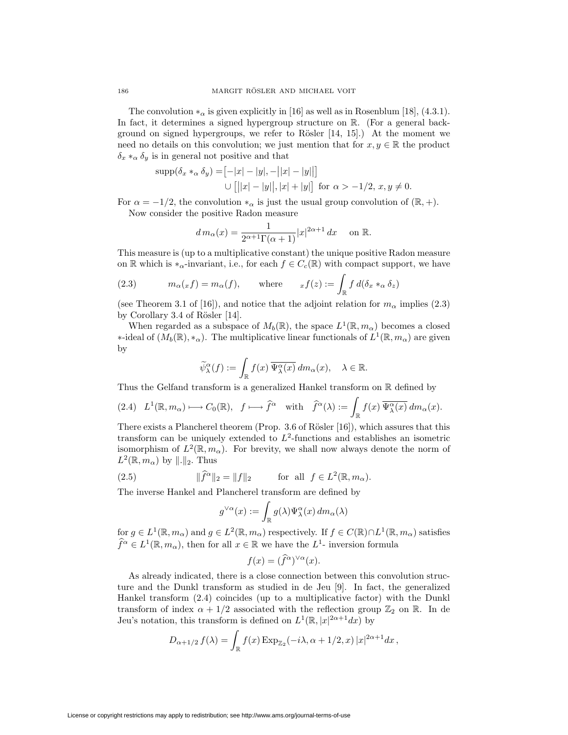The convolution $*_\alpha$ is given explicitly in [16] as well as in Rosenblum [18], (4.3.1). In fact, it determines a signed hypergroup structure on $\mathbb{R}$. (For a general background on signed hypergroups, we refer to Rösler [14, 15].) At the moment we need no details on this convolution; we just mention that for $x, y \in \mathbb{R}$ the product $\delta_x *_\alpha \delta_y$ is in general not positive and that

$$\begin{aligned}\operatorname{supp}(\delta_x *_\alpha \delta_y) = &\big[-|x|-|y|, -\big||x|-|y|\big|\big] \\ &\cup \big[\big||x|-|y|\big|, |x|+|y|\big] \ \text{ for } \alpha > -1/2,\ x, y \neq 0.\end{aligned}$$

For $\alpha = -1/2$, the convolution $*_\alpha$ is just the usual group convolution of $(\mathbb{R}, +)$.

Now consider the positive Radon measure

$$d\, m_\alpha(x) = \frac{1}{2^{\alpha+1}\Gamma(\alpha+1)} |x|^{2\alpha+1}\, dx \quad \text{ on } \mathbb{R}.$$

This measure is (up to a multiplicative constant) the unique positive Radon measure on $\mathbb{R}$ which is $*_\alpha$-invariant, i.e., for each $f \in C_c(\mathbb{R})$ with compact support, we have

$$m_\alpha({}_x f) = m_\alpha(f), \qquad \text{where} \qquad {}_x f(z) := \int_{\mathbb{R}} f\, d(\delta_x *_\alpha \delta_z) \tag{2.3}$$

(see Theorem 3.1 of [16]), and notice that the adjoint relation for $m_\alpha$ implies (2.3) by Corollary 3.4 of Rösler [14].

When regarded as a subspace of $M_b(\mathbb{R})$, the space $L^1(\mathbb{R}, m_\alpha)$ becomes a closed $*$-ideal of $(M_b(\mathbb{R}), *_\alpha)$. The multiplicative linear functionals of $L^1(\mathbb{R}, m_\alpha)$ are given by

$$\widetilde{\psi}_\lambda^\alpha(f) := \int_{\mathbb{R}} f(x)\, \overline{\Psi_\lambda^\alpha(x)}\, dm_\alpha(x), \quad \lambda \in \mathbb{R}.$$

Thus the Gelfand transform is a generalized Hankel transform on $\mathbb{R}$ defined by

$$L^1(\mathbb{R}, m_\alpha) \longmapsto C_0(\mathbb{R}), \quad f \longmapsto \widehat{f}^\alpha \quad \text{with} \quad \widehat{f}^\alpha(\lambda) := \int_{\mathbb{R}} f(x)\, \overline{\Psi_\lambda^\alpha(x)}\, dm_\alpha(x). \tag{2.4}$$

There exists a Plancherel theorem (Prop. 3.6 of Rösler [16]), which assures that this transform can be uniquely extended to $L^2$-functions and establishes an isometric isomorphism of $L^2(\mathbb{R}, m_\alpha)$. For brevity, we shall now always denote the norm of $L^2(\mathbb{R}, m_\alpha)$ by $\|.\|_2$. Thus

$$\|\widehat{f}^\alpha\|_2 = \|f\|_2 \qquad \text{for all } f \in L^2(\mathbb{R}, m_\alpha). \tag{2.5}$$

The inverse Hankel and Plancherel transform are defined by

$$g^{\vee\alpha}(x) := \int_{\mathbb{R}} g(\lambda) \Psi_\lambda^\alpha(x)\, dm_\alpha(\lambda)$$

for $g \in L^1(\mathbb{R}, m_\alpha)$ and $g \in L^2(\mathbb{R}, m_\alpha)$ respectively. If $f \in C(\mathbb{R}) \cap L^1(\mathbb{R}, m_\alpha)$ satisfies $\widehat{f}^\alpha \in L^1(\mathbb{R}, m_\alpha)$, then for all $x \in \mathbb{R}$ we have the $L^1$- inversion formula

$$f(x) = (\widehat{f}^\alpha)^{\vee\alpha}(x).$$

As already indicated, there is a close connection between this convolution structure and the Dunkl transform as studied in de Jeu [9]. In fact, the generalized Hankel transform (2.4) coincides (up to a multiplicative factor) with the Dunkl transform of index $\alpha + 1/2$ associated with the reflection group $\mathbb{Z}_2$ on $\mathbb{R}$. In de Jeu's notation, this transform is defined on $L^1(\mathbb{R}, |x|^{2\alpha+1}dx)$ by

$$D_{\alpha+1/2}\, f(\lambda) = \int_{\mathbb{R}} f(x)\, \mathrm{Exp}_{\mathbb{Z}_2}(-i\lambda, \alpha+1/2, x)\, |x|^{2\alpha+1} dx\,,$$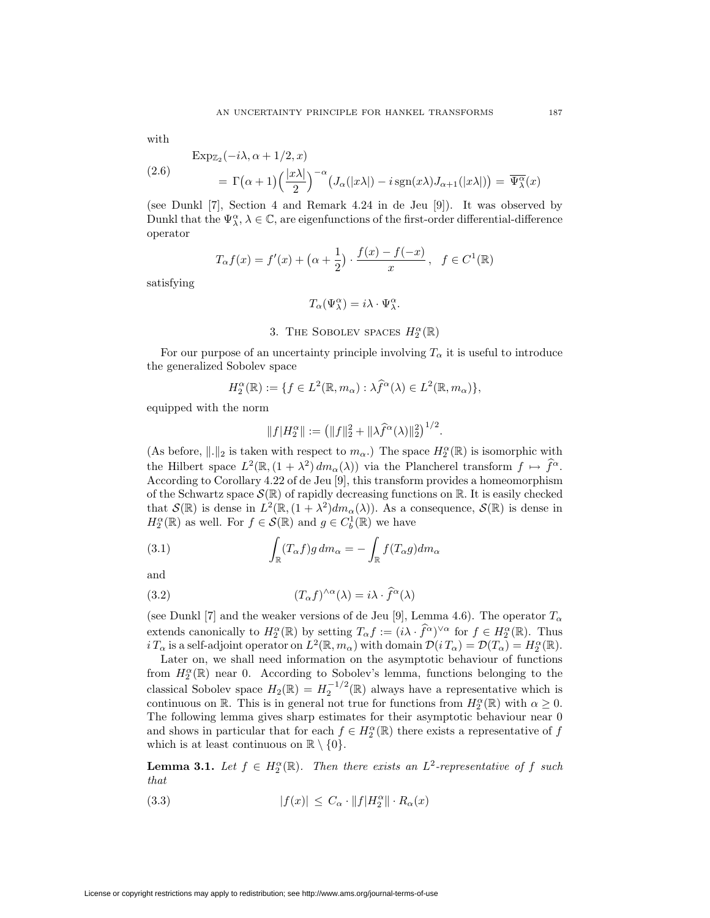with

$$
\begin{aligned}
&\operatorname{Exp}_{\mathbb{Z}_2}(-i\lambda, \alpha + 1/2, x) \\
(2.6) \qquad &= \Gamma\big(\alpha+1\big)\Big(\frac{|x\lambda|}{2}\Big)^{-\alpha}\big(J_\alpha(|x\lambda|) - i\,\operatorname{sgn}(x\lambda) J_{\alpha+1}(|x\lambda|)\big) = \overline{\Psi_\lambda^\alpha}(x)
\end{aligned}
$$

(see Dunkl [7], Section 4 and Remark 4.24 in de Jeu [9]). It was observed by Dunkl that the $\Psi_\lambda^\alpha$, $\lambda \in \mathbb{C}$, are eigenfunctions of the first-order differential-difference operator

$$
T_\alpha f(x) = f'(x) + \big(\alpha + \frac{1}{2}\big) \cdot \frac{f(x) - f(-x)}{x}\,, \quad f \in C^1(\mathbb{R})
$$

satisfying

$$
T_\alpha(\Psi_\lambda^\alpha) = i\lambda \cdot \Psi_\lambda^\alpha.
$$

## 3. The Sobolev spaces $H_2^\alpha(\mathbb{R})$

For our purpose of an uncertainty principle involving $T_\alpha$ it is useful to introduce the generalized Sobolev space

$$
H_2^\alpha(\mathbb{R}) := \{f \in L^2(\mathbb{R}, m_\alpha) : \lambda \widehat{f}^\alpha(\lambda) \in L^2(\mathbb{R}, m_\alpha)\},
$$

equipped with the norm

$$
\|f|H_2^\alpha\| := \big(\|f\|_2^2 + \|\lambda \widehat{f}^\alpha(\lambda)\|_2^2\big)^{1/2}.
$$

(As before, $\|.\|_2$ is taken with respect to $m_\alpha$.) The space $H_2^\alpha(\mathbb{R})$ is isomorphic with the Hilbert space $L^2(\mathbb{R}, (1+\lambda^2)\, dm_\alpha(\lambda))$ via the Plancherel transform $f \mapsto \widehat{f}^\alpha$. According to Corollary 4.22 of de Jeu [9], this transform provides a homeomorphism of the Schwartz space $\mathcal{S}(\mathbb{R})$ of rapidly decreasing functions on $\mathbb{R}$. It is easily checked that $\mathcal{S}(\mathbb{R})$ is dense in $L^2(\mathbb{R}, (1+\lambda^2) dm_\alpha(\lambda))$. As a consequence, $\mathcal{S}(\mathbb{R})$ is dense in $H_2^\alpha(\mathbb{R})$ as well. For $f \in \mathcal{S}(\mathbb{R})$ and $g \in C_b^1(\mathbb{R})$ we have

$$
\int_{\mathbb{R}} (T_\alpha f) g \, dm_\alpha = -\int_{\mathbb{R}} f (T_\alpha g) dm_\alpha \tag{3.1}
$$

and

$$
(T_\alpha f)^{\wedge\alpha}(\lambda) = i\lambda \cdot \widehat{f}^\alpha(\lambda) \tag{3.2}
$$

(see Dunkl [7] and the weaker versions of de Jeu [9], Lemma 4.6). The operator $T_\alpha$ extends canonically to $H_2^\alpha(\mathbb{R})$ by setting $T_\alpha f := (i\lambda \cdot \widehat{f}^\alpha)^{\vee\alpha}$ for $f \in H_2^\alpha(\mathbb{R})$. Thus $i\,T_\alpha$ is a self-adjoint operator on $L^2(\mathbb{R}, m_\alpha)$ with domain $\mathcal{D}(i\,T_\alpha) = \mathcal{D}(T_\alpha) = H_2^\alpha(\mathbb{R})$.

Later on, we shall need information on the asymptotic behaviour of functions from $H_2^\alpha(\mathbb{R})$ near 0. According to Sobolev's lemma, functions belonging to the classical Sobolev space $H_2(\mathbb{R}) = H_2^{-1/2}(\mathbb{R})$ always have a representative which is continuous on $\mathbb{R}$. This is in general not true for functions from $H_2^\alpha(\mathbb{R})$ with $\alpha \geq 0$. The following lemma gives sharp estimates for their asymptotic behaviour near 0 and shows in particular that for each $f \in H_2^\alpha(\mathbb{R})$ there exists a representative of $f$ which is at least continuous on $\mathbb{R} \setminus \{0\}$.

**Lemma 3.1.** *Let $f \in H_2^\alpha(\mathbb{R})$. Then there exists an $L^2$-representative of $f$ such that*

$$
|f(x)| \leq C_\alpha \cdot \|f|H_2^\alpha\| \cdot R_\alpha(x) \tag{3.3}
$$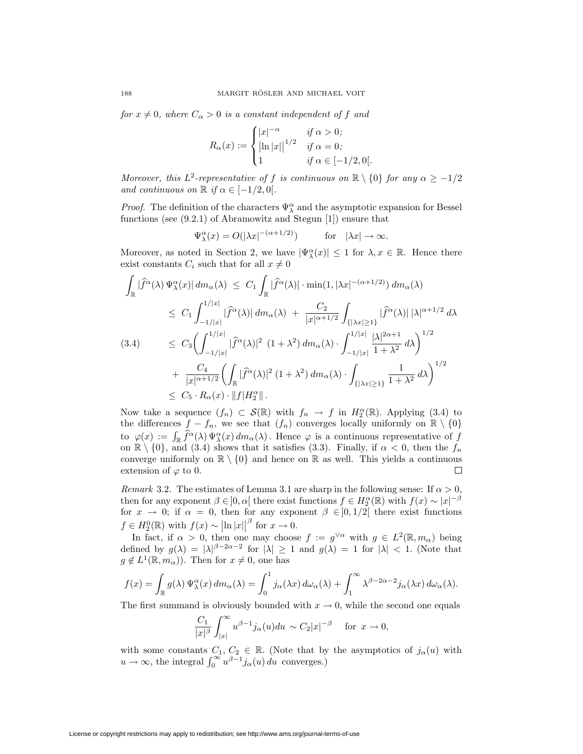*for $x \neq 0$, where $C_\alpha > 0$ is a constant independent of $f$ and*

$$R_\alpha(x) := \begin{cases} |x|^{-\alpha} & \text{if } \alpha > 0; \\ \left|\ln|x|\right|^{1/2} & \text{if } \alpha = 0; \\ 1 & \text{if } \alpha \in [-1/2, 0[. \end{cases}$$

*Moreover, this $L^2$-representative of $f$ is continuous on $\mathbb{R} \setminus \{0\}$ for any $\alpha \geq -1/2$ and continuous on $\mathbb{R}$ if $\alpha \in [-1/2, 0[$.*

*Proof.* The definition of the characters $\Psi_\lambda^\alpha$ and the asymptotic expansion for Bessel functions (see (9.2.1) of Abramowitz and Stegun [1]) ensure that

$$\Psi_\lambda^\alpha(x) = O(|\lambda x|^{-(\alpha+1/2)}) \qquad \text{for} \quad |\lambda x| \to \infty.$$

Moreover, as noted in Section 2, we have $|\Psi_\lambda^\alpha(x)| \leq 1$ for $\lambda, x \in \mathbb{R}$. Hence there exist constants $C_i$ such that for all $x \neq 0$

$$\begin{aligned}
\int_{\mathbb{R}} |\widehat{f}^\alpha(\lambda)\, \Psi_\lambda^\alpha(x)|\, dm_\alpha(\lambda) \;&\leq\; C_1 \int_{\mathbb{R}} |\widehat{f}^\alpha(\lambda)| \cdot \min(1, |\lambda x|^{-(\alpha+1/2)})\, dm_\alpha(\lambda) \\
&\leq\; C_1 \int_{-1/|x|}^{1/|x|} |\widehat{f}^\alpha(\lambda)|\, dm_\alpha(\lambda) \;+\; \frac{C_2}{|x|^{\alpha+1/2}} \int_{\{|\lambda x| \geq 1\}} |\widehat{f}^\alpha(\lambda)|\, |\lambda|^{\alpha+1/2}\, d\lambda \\
&\leq\; C_3 \bigg( \int_{-1/|x|}^{1/|x|} |\widehat{f}^\alpha(\lambda)|^2\; (1+\lambda^2)\, dm_\alpha(\lambda) \cdot \int_{-1/|x|}^{1/|x|} \frac{|\lambda|^{2\alpha+1}}{1+\lambda^2}\, d\lambda \bigg)^{1/2} \qquad (3.4) \\
&\quad +\; \frac{C_4}{|x|^{\alpha+1/2}} \bigg( \int_{\mathbb{R}} |\widehat{f}^\alpha(\lambda)|^2\, (1+\lambda^2)\, dm_\alpha(\lambda) \cdot \int_{\{|\lambda x| \geq 1\}} \frac{1}{1+\lambda^2}\, d\lambda \bigg)^{1/2} \\
&\leq\; C_5 \cdot R_\alpha(x) \cdot \|f|H_2^\alpha\|\,.
\end{aligned}$$

Now take a sequence $(f_n) \subset \mathcal{S}(\mathbb{R})$ with $f_n \to f$ in $H_2^\alpha(\mathbb{R})$. Applying (3.4) to the differences $f - f_n$, we see that $(f_n)$ converges locally uniformly on $\mathbb{R} \setminus \{0\}$ to $\varphi(x) := \int_{\mathbb{R}} \widehat{f}^\alpha(\lambda)\, \Psi_\lambda^\alpha(x)\, dm_\alpha(\lambda)$. Hence $\varphi$ is a continuous representative of $f$ on $\mathbb{R} \setminus \{0\}$, and (3.4) shows that it satisfies (3.3). Finally, if $\alpha < 0$, then the $f_n$ converge uniformly on $\mathbb{R} \setminus \{0\}$ and hence on $\mathbb{R}$ as well. This yields a continuous extension of $\varphi$ to 0. $\square$

*Remark* 3.2. The estimates of Lemma 3.1 are sharp in the following sense: If $\alpha > 0$, then for any exponent $\beta \in ]0, \alpha[$ there exist functions $f \in H_2^\alpha(\mathbb{R})$ with $f(x) \sim |x|^{-\beta}$ for $x \to 0$; if $\alpha = 0$, then for any exponent $\beta \in ]0, 1/2[$ there exist functions $f \in H_2^0(\mathbb{R})$ with $f(x) \sim \left|\ln|x|\right|^\beta$ for $x \to 0$.

In fact, if $\alpha > 0$, then one may choose $f := g^{\vee\alpha}$ with $g \in L^2(\mathbb{R}, m_\alpha)$ being defined by $g(\lambda) = |\lambda|^{\beta-2\alpha-2}$ for $|\lambda| \geq 1$ and $g(\lambda) = 1$ for $|\lambda| < 1$. (Note that $g \notin L^1(\mathbb{R}, m_\alpha)$). Then for $x \neq 0$, one has

$$f(x) = \int_{\mathbb{R}} g(\lambda)\, \Psi_\lambda^\alpha(x)\, dm_\alpha(\lambda) = \int_0^1 j_\alpha(\lambda x)\, d\omega_\alpha(\lambda) + \int_1^\infty \lambda^{\beta-2\alpha-2} j_\alpha(\lambda x)\, d\omega_\alpha(\lambda).$$

The first summand is obviously bounded with $x \to 0$, while the second one equals

$$\frac{C_1}{|x|^\beta} \int_{|x|}^\infty u^{\beta-1} j_\alpha(u) du \;\sim C_2 |x|^{-\beta} \quad \text{ for } x \to 0,$$

with some constants $C_1, C_2 \in \mathbb{R}$. (Note that by the asymptotics of $j_\alpha(u)$ with $u \to \infty$, the integral $\int_0^\infty u^{\beta-1} j_\alpha(u)\, du$ converges.)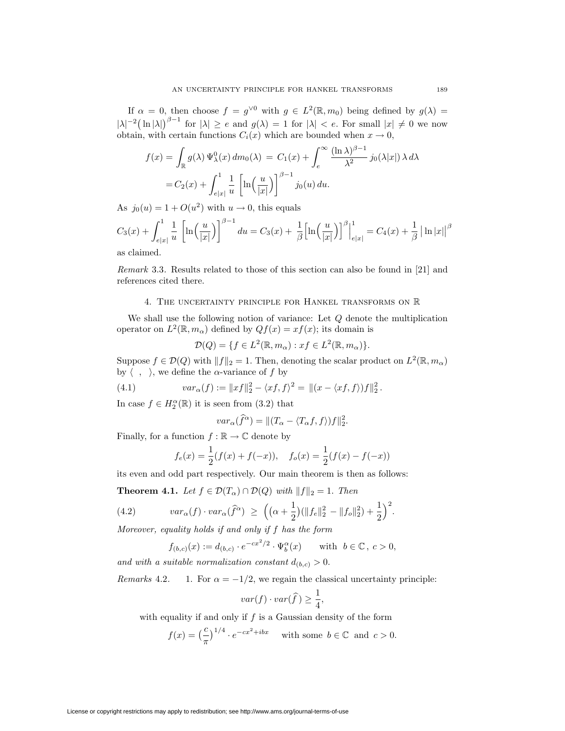If $\alpha = 0$, then choose $f = g^{\vee 0}$ with $g \in L^2(\mathbb{R}, m_0)$ being defined by $g(\lambda) = |\lambda|^{-2}\big(\ln|\lambda|\big)^{\beta-1}$ for $|\lambda| \geq e$ and $g(\lambda) = 1$ for $|\lambda| < e$. For small $|x| \neq 0$ we now obtain, with certain functions $C_i(x)$ which are bounded when $x \to 0$,

$$f(x) = \int_{\mathbb{R}} g(\lambda)\, \Psi_\lambda^0(x)\, dm_0(\lambda) \;=\; C_1(x) + \int_e^\infty \frac{(\ln\lambda)^{\beta-1}}{\lambda^2}\, j_0(\lambda|x|)\, \lambda\, d\lambda$$

$$= C_2(x) + \int_{e|x|}^1 \frac{1}{u}\left[\ln\Big(\frac{u}{|x|}\Big)\right]^{\beta-1} j_0(u)\, du.$$

As $j_0(u) = 1 + O(u^2)$ with $u \to 0$, this equals

$$C_3(x) + \int_{e|x|}^1 \frac{1}{u}\left[\ln\Big(\frac{u}{|x|}\Big)\right]^{\beta-1} du = C_3(x) + \frac{1}{\beta}\Big[\ln\Big(\frac{u}{|x|}\Big)\Big]^{\beta}\Big|_{e|x|}^1 = C_4(x) + \frac{1}{\beta}\,\big|\ln|x|\big|^\beta$$

as claimed.

*Remark* 3.3. Results related to those of this section can also be found in [21] and references cited there.

## 4. The uncertainty principle for Hankel transforms on $\mathbb{R}$

We shall use the following notion of variance: Let $Q$ denote the multiplication operator on $L^2(\mathbb{R}, m_\alpha)$ defined by $Qf(x) = xf(x)$; its domain is

$$\mathcal{D}(Q) = \{f \in L^2(\mathbb{R}, m_\alpha) : xf \in L^2(\mathbb{R}, m_\alpha)\}.$$

Suppose $f \in \mathcal{D}(Q)$ with $\|f\|_2 = 1$. Then, denoting the scalar product on $L^2(\mathbb{R}, m_\alpha)$ by $\langle\ ,\ \rangle$, we define the $\alpha$-variance of $f$ by

$$var_\alpha(f) := \|xf\|_2^2 - \langle xf, f\rangle^2 = \|(x - \langle xf, f\rangle)f\|_2^2\,. \tag{4.1}$$

In case $f \in H_2^\alpha(\mathbb{R})$ it is seen from (3.2) that

$$var_\alpha(\widehat{f}^\alpha) = \|(T_\alpha - \langle T_\alpha f, f\rangle)f\|_2^2.$$

Finally, for a function $f : \mathbb{R} \to \mathbb{C}$ denote by

$$f_e(x) = \frac{1}{2}(f(x) + f(-x)), \quad f_o(x) = \frac{1}{2}(f(x) - f(-x))$$

its even and odd part respectively. Our main theorem is then as follows:

**Theorem 4.1.** *Let $f \in \mathcal{D}(T_\alpha) \cap \mathcal{D}(Q)$ with $\|f\|_2 = 1$. Then*

$$var_\alpha(f) \cdot var_\alpha(\widehat{f}^\alpha) \;\geq\; \Big(\big(\alpha + \frac{1}{2}\big)(\|f_e\|_2^2 - \|f_o\|_2^2) + \frac{1}{2}\Big)^2. \tag{4.2}$$

*Moreover, equality holds if and only if $f$ has the form*

$$f_{(b,c)}(x) := d_{(b,c)} \cdot e^{-cx^2/2} \cdot \Psi_b^\alpha(x) \qquad \text{with } \; b \in \mathbb{C}\,,\; c > 0,$$

*and with a suitable normalization constant $d_{(b,c)} > 0$.*

*Remarks* 4.2. 1. For $\alpha = -1/2$, we regain the classical uncertainty principle:

$$var(f) \cdot var(\widehat{f}\,) \geq \frac{1}{4},$$

with equality if and only if $f$ is a Gaussian density of the form

$$f(x) = \big(\frac{c}{\pi}\big)^{1/4} \cdot e^{-cx^2 + ibx} \qquad \text{with some } \; b \in \mathbb{C} \; \text{ and } \; c > 0.$$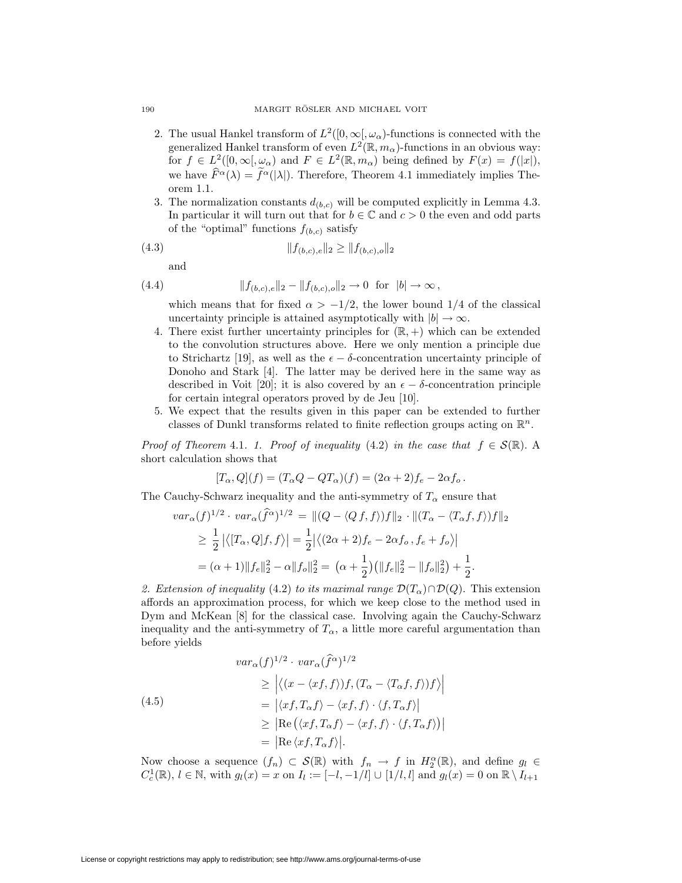2. The usual Hankel transform of $L^2([0,\infty[,\omega_\alpha)$-functions is connected with the generalized Hankel transform of even $L^2(\mathbb{R}, m_\alpha)$-functions in an obvious way: for $f \in L^2([0,\infty[,\omega_\alpha)$ and $F \in L^2(\mathbb{R}, m_\alpha)$ being defined by $F(x) = f(|x|)$, we have $\widehat{F}^\alpha(\lambda) = \widetilde{f}^\alpha(|\lambda|)$. Therefore, Theorem 4.1 immediately implies Theorem 1.1.
3. The normalization constants $d_{(b,c)}$ will be computed explicitly in Lemma 4.3. In particular it will turn out that for $b \in \mathbb{C}$ and $c > 0$ the even and odd parts of the "optimal" functions $f_{(b,c)}$ satisfy

$$\|f_{(b,c),e}\|_2 \geq \|f_{(b,c),o}\|_2 \tag{4.3}$$

and

$$\|f_{(b,c),e}\|_2 - \|f_{(b,c),o}\|_2 \to 0 \quad \text{for} \quad |b| \to \infty\,, \tag{4.4}$$

which means that for fixed $\alpha > -1/2$, the lower bound $1/4$ of the classical uncertainty principle is attained asymptotically with $|b| \to \infty$.
4. There exist further uncertainty principles for $(\mathbb{R}, +)$ which can be extended to the convolution structures above. Here we only mention a principle due to Strichartz [19], as well as the $\epsilon - \delta$-concentration uncertainty principle of Donoho and Stark [4]. The latter may be derived here in the same way as described in Voit [20]; it is also covered by an $\epsilon - \delta$-concentration principle for certain integral operators proved by de Jeu [10].
5. We expect that the results given in this paper can be extended to further classes of Dunkl transforms related to finite reflection groups acting on $\mathbb{R}^n$.

*Proof of Theorem* 4.1. *1. Proof of inequality* (4.2) *in the case that* $f \in \mathcal{S}(\mathbb{R})$. A short calculation shows that

$$[T_\alpha, Q](f) = (T_\alpha Q - QT_\alpha)(f) = (2\alpha+2)f_e - 2\alpha f_o\,.$$

The Cauchy-Schwarz inequality and the anti-symmetry of $T_\alpha$ ensure that

$$\begin{aligned}
var_\alpha(f)^{1/2}\cdot var_\alpha(\widehat{f}^\alpha)^{1/2} &= \|(Q - \langle Q\,f,f\rangle)f\|_2 \cdot \|(T_\alpha - \langle T_\alpha f, f\rangle)f\|_2 \\
&\geq \frac{1}{2}\left|\langle [T_\alpha, Q]f, f\rangle\right| = \frac{1}{2}\left|\langle (2\alpha+2)f_e - 2\alpha f_o\,, f_e + f_o\rangle\right| \\
&= (\alpha+1)\|f_e\|_2^2 - \alpha\|f_o\|_2^2 = \left(\alpha + \frac{1}{2}\right)\left(\|f_e\|_2^2 - \|f_o\|_2^2\right) + \frac{1}{2}.
\end{aligned}$$

*2. Extension of inequality* (4.2) *to its maximal range* $\mathcal{D}(T_\alpha)\cap\mathcal{D}(Q)$. This extension affords an approximation process, for which we keep close to the method used in Dym and McKean [8] for the classical case. Involving again the Cauchy-Schwarz inequality and the anti-symmetry of $T_\alpha$, a little more careful argumentation than before yields

$$\begin{aligned}
&var_\alpha(f)^{1/2}\cdot var_\alpha(\widehat{f}^\alpha)^{1/2} \\
&\quad\geq \left|\left\langle (x - \langle xf, f\rangle)f, (T_\alpha - \langle T_\alpha f, f\rangle)f\right\rangle\right| \\
&\quad= \left|\langle xf, T_\alpha f\rangle - \langle xf, f\rangle\cdot\langle f, T_\alpha f\rangle\right| \\
&\quad\geq \left|\mathrm{Re}\left(\langle xf, T_\alpha f\rangle - \langle xf, f\rangle\cdot\langle f, T_\alpha f\rangle\right)\right| \\
&\quad= \left|\mathrm{Re}\,\langle xf, T_\alpha f\rangle\right|.
\end{aligned} \tag{4.5}$$

Now choose a sequence $(f_n) \subset \mathcal{S}(\mathbb{R})$ with $f_n \to f$ in $H_2^\alpha(\mathbb{R})$, and define $g_l \in C_c^1(\mathbb{R})$, $l \in \mathbb{N}$, with $g_l(x) = x$ on $I_l := [-l, -1/l] \cup [1/l, l]$ and $g_l(x) = 0$ on $\mathbb{R}\setminus I_{l+1}$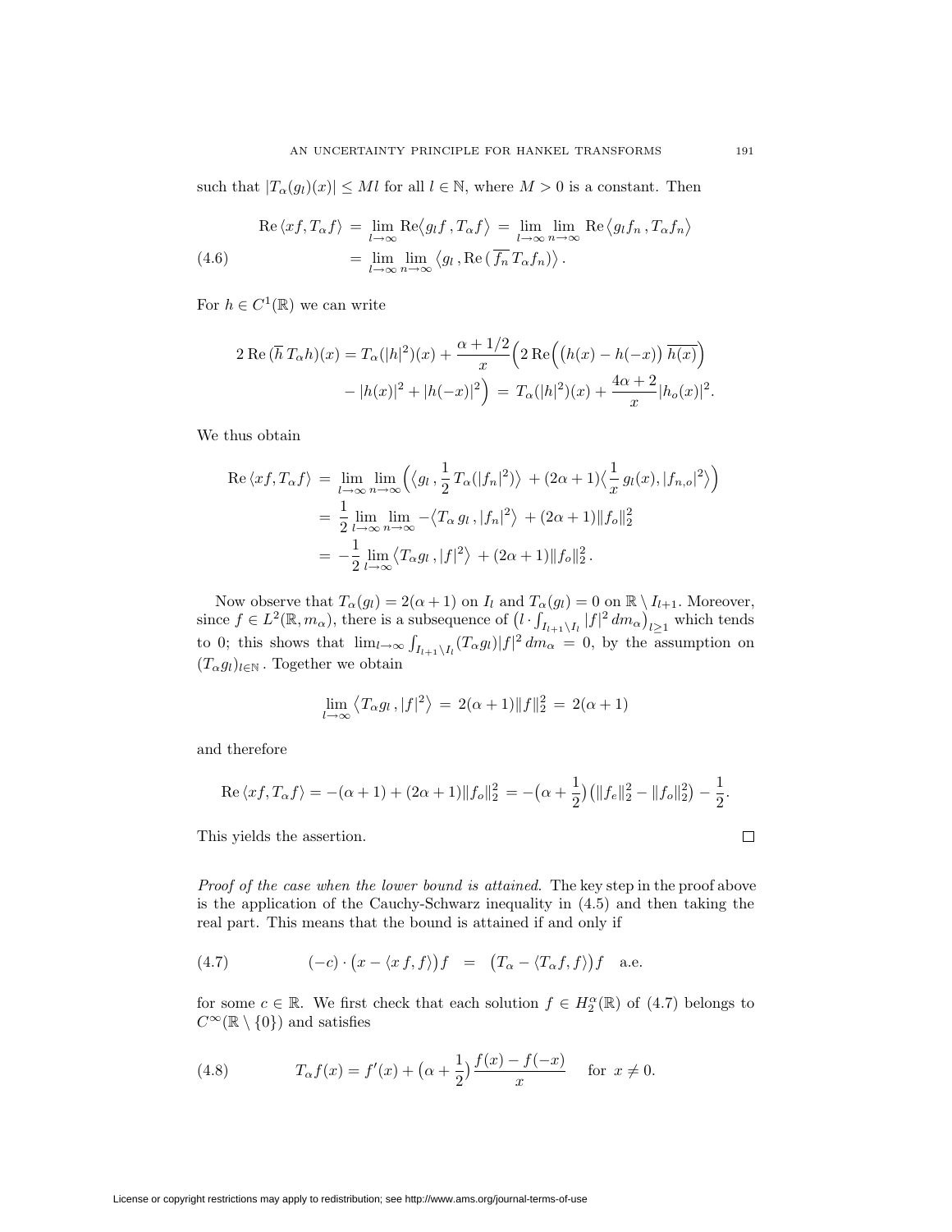such that $|T_\alpha(g_l)(x)| \leq Ml$ for all $l \in \mathbb{N}$, where $M > 0$ is a constant. Then

$$
\begin{aligned}
\operatorname{Re}\langle xf, T_\alpha f\rangle &= \lim_{l\to\infty} \operatorname{Re}\big\langle g_l f\,, T_\alpha f\big\rangle = \lim_{l\to\infty}\lim_{n\to\infty} \operatorname{Re}\big\langle g_l f_n\,, T_\alpha f_n\big\rangle \\
&= \lim_{l\to\infty}\lim_{n\to\infty} \big\langle g_l\,, \operatorname{Re}\big(\,\overline{f_n}\,T_\alpha f_n\big)\big\rangle\,.
\end{aligned}
\tag{4.6}
$$

For $h \in C^1(\mathbb{R})$ we can write

$$
\begin{aligned}
2\operatorname{Re}(\overline{h}\,T_\alpha h)(x) = T_\alpha(|h|^2)(x) + \frac{\alpha+1/2}{x}\Big(2\operatorname{Re}\Big(\big(h(x)-h(-x)\big)\,\overline{h(x)}\Big) \\
- |h(x)|^2 + |h(-x)|^2\Big) \,=\, T_\alpha(|h|^2)(x) + \frac{4\alpha+2}{x}|h_o(x)|^2.
\end{aligned}
$$

We thus obtain

$$
\begin{aligned}
\operatorname{Re}\langle xf, T_\alpha f\rangle &= \lim_{l\to\infty}\lim_{n\to\infty}\Big(\Big\langle g_l\,, \frac{1}{2}\,T_\alpha(|f_n|^2)\Big\rangle \,+ (2\alpha+1)\Big\langle \frac{1}{x}\,g_l(x), |f_{n,o}|^2\Big\rangle\Big) \\
&= \frac{1}{2}\lim_{l\to\infty}\lim_{n\to\infty} -\big\langle T_\alpha\, g_l\,, |f_n|^2\big\rangle \,+ (2\alpha+1)\|f_o\|_2^2 \\
&= -\frac{1}{2}\lim_{l\to\infty}\big\langle T_\alpha g_l\,, |f|^2\big\rangle \,+ (2\alpha+1)\|f_o\|_2^2\,.
\end{aligned}
$$

Now observe that $T_\alpha(g_l) = 2(\alpha+1)$ on $I_l$ and $T_\alpha(g_l) = 0$ on $\mathbb{R}\setminus I_{l+1}$. Moreover, since $f \in L^2(\mathbb{R}, m_\alpha)$, there is a subsequence of $\big(l\cdot\int_{I_{l+1}\setminus I_l}|f|^2\,dm_\alpha\big)_{l\geq 1}$ which tends to 0; this shows that $\lim_{l\to\infty}\int_{I_{l+1}\setminus I_l}(T_\alpha g_l)|f|^2\,dm_\alpha = 0$, by the assumption on $(T_\alpha g_l)_{l\in\mathbb{N}}$. Together we obtain

$$
\lim_{l\to\infty}\big\langle T_\alpha g_l\,, |f|^2\big\rangle \,=\, 2(\alpha+1)\|f\|_2^2 \,=\, 2(\alpha+1)
$$

and therefore

$$
\operatorname{Re}\langle xf, T_\alpha f\rangle = -(\alpha+1) + (2\alpha+1)\|f_o\|_2^2 \,= -\big(\alpha+\frac{1}{2}\big)\big(\|f_e\|_2^2 - \|f_o\|_2^2\big) - \frac{1}{2}.
$$

This yields the assertion. □

*Proof of the case when the lower bound is attained.* The key step in the proof above is the application of the Cauchy-Schwarz inequality in (4.5) and then taking the real part. This means that the bound is attained if and only if

$$
(-c)\cdot\big(x - \langle x\,f, f\rangle\big)f \quad=\quad \big(T_\alpha - \langle T_\alpha f, f\rangle\big)f \quad \text{a.e.}
\tag{4.7}
$$

for some $c \in \mathbb{R}$. We first check that each solution $f \in H_2^\alpha(\mathbb{R})$ of (4.7) belongs to $C^\infty(\mathbb{R}\setminus\{0\})$ and satisfies

$$
T_\alpha f(x) = f'(x) + \big(\alpha+\frac{1}{2}\big)\frac{f(x)-f(-x)}{x} \qquad \text{for } x \neq 0.
\tag{4.8}
$$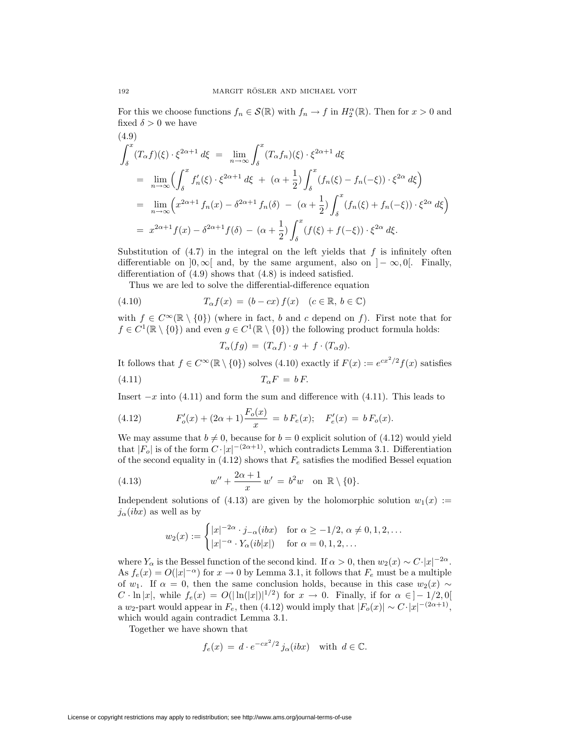For this we choose functions $f_n \in \mathcal{S}(\mathbb{R})$ with $f_n \to f$ in $H_2^\alpha(\mathbb{R})$. Then for $x > 0$ and fixed $\delta > 0$ we have

(4.9)

$$
\begin{aligned}
\int_\delta^x (T_\alpha f)(\xi) \cdot \xi^{2\alpha+1}\, d\xi \;&=\; \lim_{n\to\infty} \int_\delta^x (T_\alpha f_n)(\xi)\cdot \xi^{2\alpha+1}\, d\xi \\
&=\; \lim_{n\to\infty} \Big( \int_\delta^x f_n'(\xi)\cdot \xi^{2\alpha+1}\, d\xi \;+\; (\alpha + \tfrac{1}{2}) \int_\delta^x (f_n(\xi) - f_n(-\xi))\cdot \xi^{2\alpha}\, d\xi \Big) \\
&=\; \lim_{n\to\infty} \Big( x^{2\alpha+1} f_n(x) - \delta^{2\alpha+1} f_n(\delta) \;-\; (\alpha+\tfrac{1}{2}) \int_\delta^x (f_n(\xi) + f_n(-\xi))\cdot \xi^{2\alpha}\, d\xi \Big) \\
&=\; x^{2\alpha+1} f(x) - \delta^{2\alpha+1} f(\delta) \;-\; (\alpha + \tfrac{1}{2}) \int_\delta^x (f(\xi) + f(-\xi))\cdot \xi^{2\alpha}\, d\xi.
\end{aligned}
$$

Substitution of (4.7) in the integral on the left yields that $f$ is infinitely often differentiable on $]0, \infty[$ and, by the same argument, also on $]-\infty, 0[$. Finally, differentiation of (4.9) shows that (4.8) is indeed satisfied.

Thus we are led to solve the differential-difference equation

$$
T_\alpha f(x) \;=\; (b - cx)\, f(x) \quad (c \in \mathbb{R},\, b \in \mathbb{C}) \tag{4.10}
$$

with $f \in C^\infty(\mathbb{R}\setminus\{0\})$ (where in fact, $b$ and $c$ depend on $f$). First note that for $f \in C^1(\mathbb{R}\setminus\{0\})$ and even $g \in C^1(\mathbb{R}\setminus\{0\})$ the following product formula holds:

$$
T_\alpha(fg) \;=\; (T_\alpha f)\cdot g \;+\; f \cdot (T_\alpha g).
$$

It follows that $f \in C^\infty(\mathbb{R}\setminus\{0\})$ solves (4.10) exactly if $F(x) := e^{cx^2/2} f(x)$ satisfies

$$
T_\alpha F \;=\; b\, F. \tag{4.11}
$$

Insert $-x$ into (4.11) and form the sum and difference with (4.11). This leads to

$$
F_o'(x) + (2\alpha+1)\frac{F_o(x)}{x} \;=\; b\, F_e(x); \quad F_e'(x) \;=\; b\, F_o(x). \tag{4.12}
$$

We may assume that $b \neq 0$, because for $b = 0$ explicit solution of (4.12) would yield that $|F_o|$ is of the form $C\cdot|x|^{-(2\alpha+1)}$, which contradicts Lemma 3.1. Differentiation of the second equality in (4.12) shows that $F_e$ satisfies the modified Bessel equation

$$
w'' + \frac{2\alpha+1}{x}\, w' \;=\; b^2 w \quad \text{on } \mathbb{R}\setminus\{0\}. \tag{4.13}
$$

Independent solutions of (4.13) are given by the holomorphic solution $w_1(x) := j_\alpha(ibx)$ as well as by

$$
w_2(x) := \begin{cases} |x|^{-2\alpha}\cdot j_{-\alpha}(ibx) & \text{for } \alpha \geq -1/2,\ \alpha \neq 0, 1, 2, \ldots \\ |x|^{-\alpha}\cdot Y_\alpha(ib|x|) & \text{for } \alpha = 0, 1, 2, \ldots \end{cases}
$$

where $Y_\alpha$ is the Bessel function of the second kind. If $\alpha > 0$, then $w_2(x) \sim C\cdot|x|^{-2\alpha}$. As $f_e(x) = O(|x|^{-\alpha})$ for $x \to 0$ by Lemma 3.1, it follows that $F_e$ must be a multiple of $w_1$. If $\alpha = 0$, then the same conclusion holds, because in this case $w_2(x) \sim C\cdot \ln|x|$, while $f_e(x) = O(|\ln(|x|)|^{1/2})$ for $x \to 0$. Finally, if for $\alpha \in ]-1/2, 0[$ a $w_2$-part would appear in $F_e$, then (4.12) would imply that $|F_o(x)| \sim C\cdot|x|^{-(2\alpha+1)}$, which would again contradict Lemma 3.1.

Together we have shown that

$$
f_e(x) \;=\; d\cdot e^{-cx^2/2}\, j_\alpha(ibx) \quad \text{with } d \in \mathbb{C}.
$$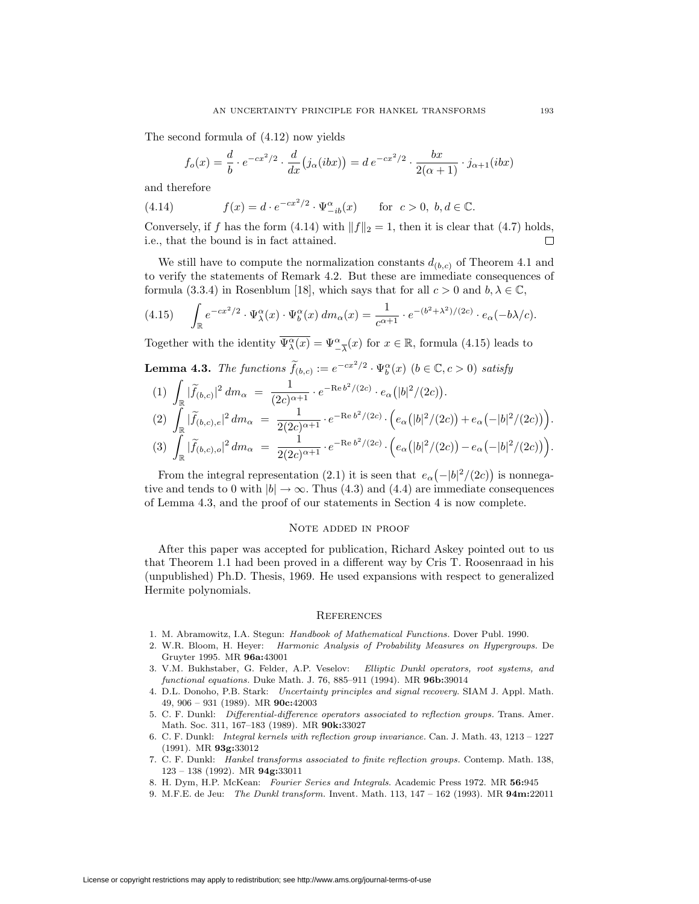The second formula of (4.12) now yields

$$f_o(x) = \frac{d}{b} \cdot e^{-cx^2/2} \cdot \frac{d}{dx}\big(j_\alpha(ibx)\big) = d\, e^{-cx^2/2} \cdot \frac{bx}{2(\alpha+1)} \cdot j_{\alpha+1}(ibx)$$

and therefore

$$f(x) = d \cdot e^{-cx^2/2} \cdot \Psi^\alpha_{-ib}(x) \qquad \text{for } \ c>0,\ b,d \in \mathbb{C}. \tag{4.14}$$

Conversely, if $f$ has the form (4.14) with $\|f\|_2 = 1$, then it is clear that (4.7) holds, i.e., that the bound is in fact attained. □

We still have to compute the normalization constants $d_{(b,c)}$ of Theorem 4.1 and to verify the statements of Remark 4.2. But these are immediate consequences of formula (3.3.4) in Rosenblum [18], which says that for all $c>0$ and $b, \lambda \in \mathbb{C}$,

$$\int_{\mathbb{R}} e^{-cx^2/2} \cdot \Psi^\alpha_\lambda(x) \cdot \Psi^\alpha_b(x)\, dm_\alpha(x) = \frac{1}{c^{\alpha+1}} \cdot e^{-(b^2+\lambda^2)/(2c)} \cdot e_\alpha(-b\lambda/c). \tag{4.15}$$

Together with the identity $\overline{\Psi^\alpha_\lambda(x)} = \Psi^\alpha_{-\overline{\lambda}}(x)$ for $x \in \mathbb{R}$, formula (4.15) leads to

**Lemma 4.3.** *The functions* $\widetilde{f}_{(b,c)} := e^{-cx^2/2} \cdot \Psi^\alpha_b(x)$ $(b \in \mathbb{C}, c>0)$ *satisfy*

(1) $\displaystyle\int_{\mathbb{R}} |\widetilde{f}_{(b,c)}|^2\, dm_\alpha \;=\; \frac{1}{(2c)^{\alpha+1}} \cdot e^{-\mathrm{Re}\, b^2/(2c)} \cdot e_\alpha\big(|b|^2/(2c)\big).$

(2) $\displaystyle\int_{\mathbb{R}} |\widetilde{f}_{(b,c),e}|^2\, dm_\alpha \;=\; \frac{1}{2(2c)^{\alpha+1}} \cdot e^{-\mathrm{Re}\, b^2/(2c)} \cdot \Big(e_\alpha\big(|b|^2/(2c)\big) + e_\alpha\big(-|b|^2/(2c)\big)\Big).$

(3) $\displaystyle\int_{\mathbb{R}} |\widetilde{f}_{(b,c),o}|^2\, dm_\alpha \;=\; \frac{1}{2(2c)^{\alpha+1}} \cdot e^{-\mathrm{Re}\, b^2/(2c)} \cdot \Big(e_\alpha\big(|b|^2/(2c)\big) - e_\alpha\big(-|b|^2/(2c)\big)\Big).$

From the integral representation (2.1) it is seen that $e_\alpha\big(-|b|^2/(2c)\big)$ is nonnegative and tends to 0 with $|b| \to \infty$. Thus (4.3) and (4.4) are immediate consequences of Lemma 4.3, and the proof of our statements in Section 4 is now complete.

## Note added in proof

After this paper was accepted for publication, Richard Askey pointed out to us that Theorem 1.1 had been proved in a different way by Cris T. Roosenraad in his (unpublished) Ph.D. Thesis, 1969. He used expansions with respect to generalized Hermite polynomials.

## References

1. M. Abramowitz, I.A. Stegun: *Handbook of Mathematical Functions.* Dover Publ. 1990.
2. W.R. Bloom, H. Heyer: *Harmonic Analysis of Probability Measures on Hypergroups.* De Gruyter 1995. MR **96a:**43001
3. V.M. Bukhstaber, G. Felder, A.P. Veselov: *Elliptic Dunkl operators, root systems, and functional equations.* Duke Math. J. 76, 885–911 (1994). MR **96b:**39014
4. D.L. Donoho, P.B. Stark: *Uncertainty principles and signal recovery.* SIAM J. Appl. Math. 49, 906 – 931 (1989). MR **90c:**42003
5. C. F. Dunkl: *Differential-difference operators associated to reflection groups.* Trans. Amer. Math. Soc. 311, 167–183 (1989). MR **90k:**33027
6. C. F. Dunkl: *Integral kernels with reflection group invariance.* Can. J. Math. 43, 1213 – 1227 (1991). MR **93g:**33012
7. C. F. Dunkl: *Hankel transforms associated to finite reflection groups.* Contemp. Math. 138, 123 – 138 (1992). MR **94g:**33011
8. H. Dym, H.P. McKean: *Fourier Series and Integrals.* Academic Press 1972. MR **56:**945
9. M.F.E. de Jeu: *The Dunkl transform.* Invent. Math. 113, 147 – 162 (1993). MR **94m:**22011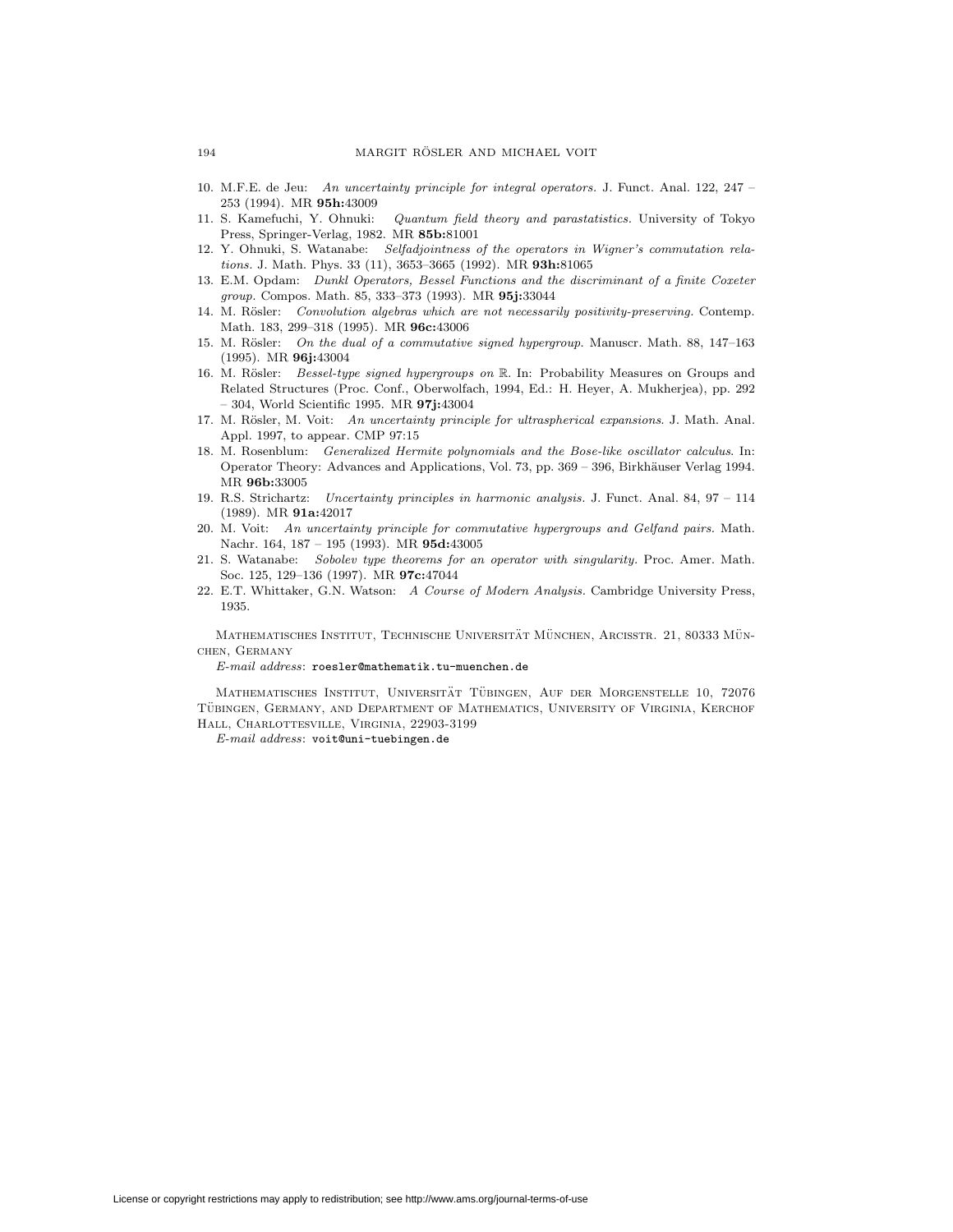10. M.F.E. de Jeu: *An uncertainty principle for integral operators.* J. Funct. Anal. 122, 247 – 253 (1994). MR **95h:**43009
11. S. Kamefuchi, Y. Ohnuki: *Quantum field theory and parastatistics.* University of Tokyo Press, Springer-Verlag, 1982. MR **85b:**81001
12. Y. Ohnuki, S. Watanabe: *Selfadjointness of the operators in Wigner's commutation relations.* J. Math. Phys. 33 (11), 3653–3665 (1992). MR **93h:**81065
13. E.M. Opdam: *Dunkl Operators, Bessel Functions and the discriminant of a finite Coxeter group.* Compos. Math. 85, 333–373 (1993). MR **95j:**33044
14. M. Rösler: *Convolution algebras which are not necessarily positivity-preserving.* Contemp. Math. 183, 299–318 (1995). MR **96c:**43006
15. M. Rösler: *On the dual of a commutative signed hypergroup.* Manuscr. Math. 88, 147–163 (1995). MR **96j:**43004
16. M. Rösler: *Bessel-type signed hypergroups on* $\mathbb{R}$. In: Probability Measures on Groups and Related Structures (Proc. Conf., Oberwolfach, 1994, Ed.: H. Heyer, A. Mukherjea), pp. 292 – 304, World Scientific 1995. MR **97j:**43004
17. M. Rösler, M. Voit: *An uncertainty principle for ultraspherical expansions.* J. Math. Anal. Appl. 1997, to appear. CMP 97:15
18. M. Rosenblum: *Generalized Hermite polynomials and the Bose-like oscillator calculus.* In: Operator Theory: Advances and Applications, Vol. 73, pp. 369 – 396, Birkhäuser Verlag 1994. MR **96b:**33005
19. R.S. Strichartz: *Uncertainty principles in harmonic analysis.* J. Funct. Anal. 84, 97 – 114 (1989). MR **91a:**42017
20. M. Voit: *An uncertainty principle for commutative hypergroups and Gelfand pairs.* Math. Nachr. 164, 187 – 195 (1993). MR **95d:**43005
21. S. Watanabe: *Sobolev type theorems for an operator with singularity.* Proc. Amer. Math. Soc. 125, 129–136 (1997). MR **97c:**47044
22. E.T. Whittaker, G.N. Watson: *A Course of Modern Analysis.* Cambridge University Press, 1935.

Mathematisches Institut, Technische Universität München, Arcisstr. 21, 80333 München, Germany

*E-mail address*: roesler@mathematik.tu-muenchen.de

Mathematisches Institut, Universität Tübingen, Auf der Morgenstelle 10, 72076 Tübingen, Germany, and Department of Mathematics, University of Virginia, Kerchof Hall, Charlottesville, Virginia, 22903-3199

*E-mail address*: voit@uni-tuebingen.de